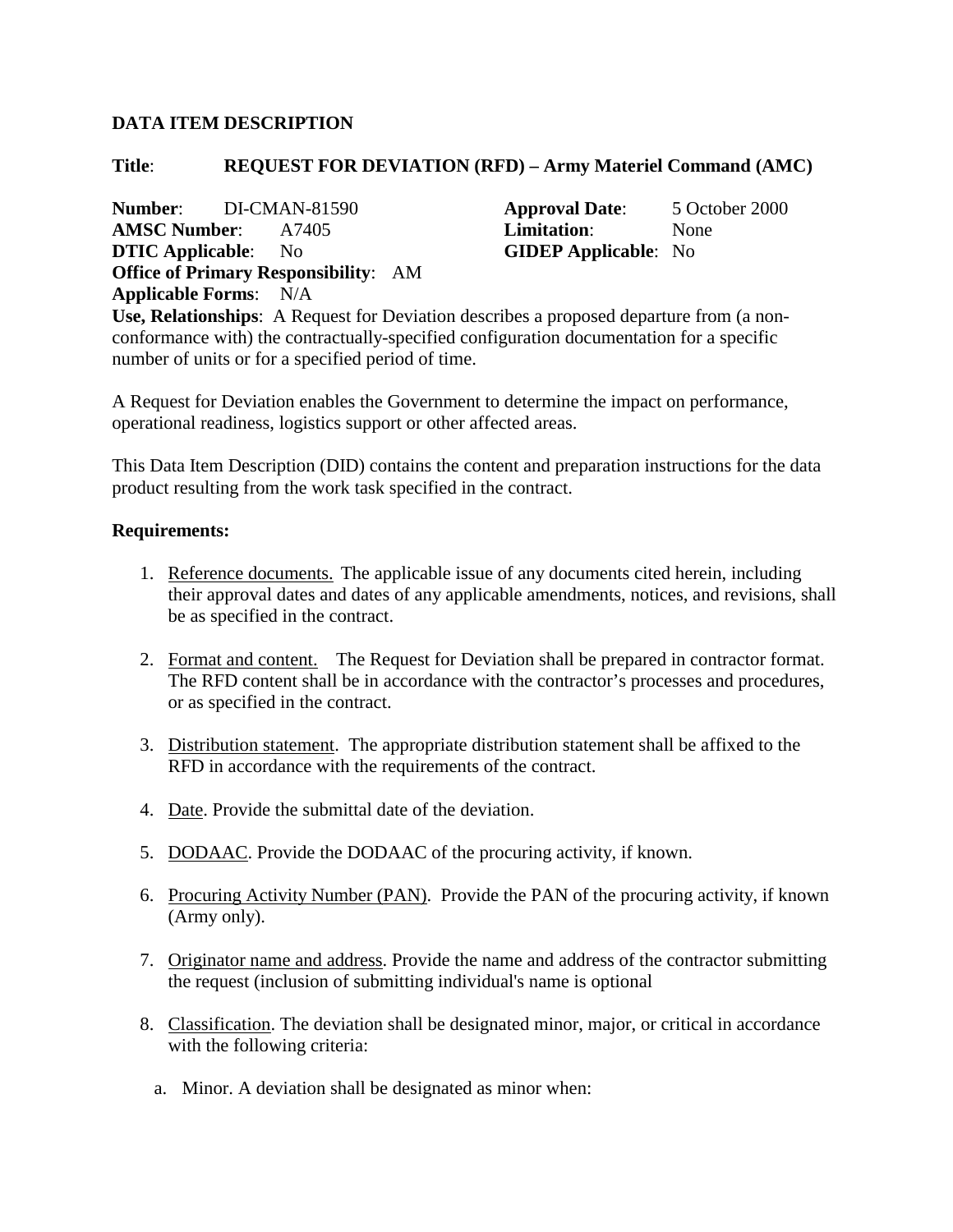# DATA ITEM DESCRIPTION

**Title**: **REQUEST FOR DEVIATION (RFD) – Army Materiel Command (AMC)**

**Number**: DI-CMAN-81590
**Approval Date**: 5 October 2000
**AMSC Number**: A7405
**Limitation**: None
**DTIC Applicable**: No
**GIDEP Applicable**: No
**Office of Primary Responsibility**: AM
**Applicable Forms**: N/A

**Use, Relationships**: A Request for Deviation describes a proposed departure from (a non-conformance with) the contractually-specified configuration documentation for a specific number of units or for a specified period of time.

A Request for Deviation enables the Government to determine the impact on performance, operational readiness, logistics support or other affected areas.

This Data Item Description (DID) contains the content and preparation instructions for the data product resulting from the work task specified in the contract.

**Requirements:**

1. Reference documents. The applicable issue of any documents cited herein, including their approval dates and dates of any applicable amendments, notices, and revisions, shall be as specified in the contract.

2. Format and content. The Request for Deviation shall be prepared in contractor format. The RFD content shall be in accordance with the contractor's processes and procedures, or as specified in the contract.

3. Distribution statement. The appropriate distribution statement shall be affixed to the RFD in accordance with the requirements of the contract.

4. Date. Provide the submittal date of the deviation.

5. DODAAC. Provide the DODAAC of the procuring activity, if known.

6. Procuring Activity Number (PAN). Provide the PAN of the procuring activity, if known (Army only).

7. Originator name and address. Provide the name and address of the contractor submitting the request (inclusion of submitting individual's name is optional

8. Classification. The deviation shall be designated minor, major, or critical in accordance with the following criteria:

   a. Minor. A deviation shall be designated as minor when: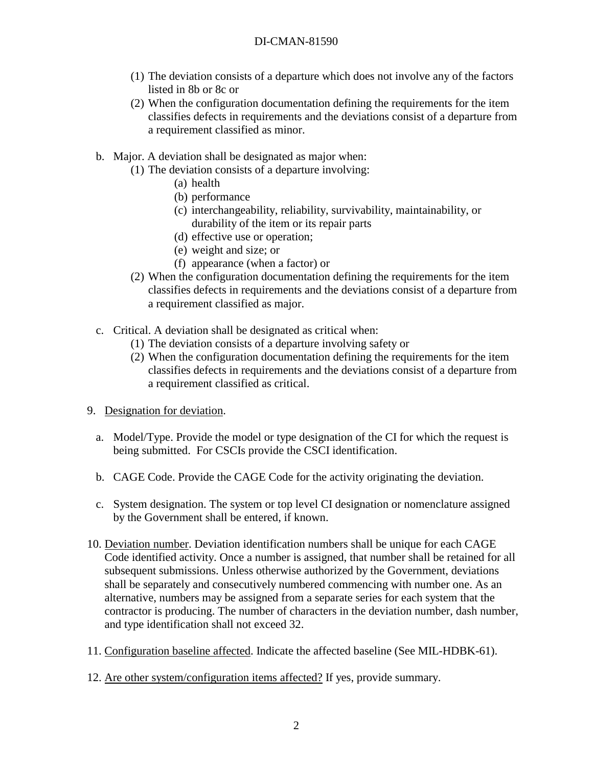(1) The deviation consists of a departure which does not involve any of the factors listed in 8b or 8c or

(2) When the configuration documentation defining the requirements for the item classifies defects in requirements and the deviations consist of a departure from a requirement classified as minor.

b. Major. A deviation shall be designated as major when:

(1) The deviation consists of a departure involving:

(a) health

(b) performance

(c) interchangeability, reliability, survivability, maintainability, or durability of the item or its repair parts

(d) effective use or operation;

(e) weight and size; or

(f) appearance (when a factor) or

(2) When the configuration documentation defining the requirements for the item classifies defects in requirements and the deviations consist of a departure from a requirement classified as major.

c. Critical. A deviation shall be designated as critical when:

(1) The deviation consists of a departure involving safety or

(2) When the configuration documentation defining the requirements for the item classifies defects in requirements and the deviations consist of a departure from a requirement classified as critical.

9. Designation for deviation.

a. Model/Type. Provide the model or type designation of the CI for which the request is being submitted. For CSCIs provide the CSCI identification.

b. CAGE Code. Provide the CAGE Code for the activity originating the deviation.

c. System designation. The system or top level CI designation or nomenclature assigned by the Government shall be entered, if known.

10. Deviation number. Deviation identification numbers shall be unique for each CAGE Code identified activity. Once a number is assigned, that number shall be retained for all subsequent submissions. Unless otherwise authorized by the Government, deviations shall be separately and consecutively numbered commencing with number one. As an alternative, numbers may be assigned from a separate series for each system that the contractor is producing. The number of characters in the deviation number, dash number, and type identification shall not exceed 32.

11. Configuration baseline affected. Indicate the affected baseline (See MIL-HDBK-61).

12. Are other system/configuration items affected? If yes, provide summary.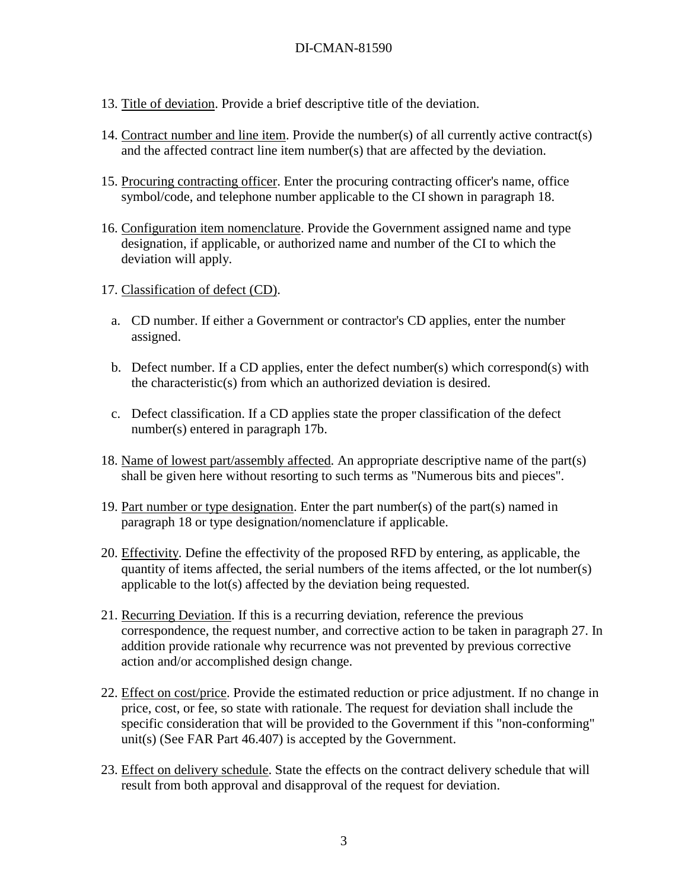13. Title of deviation. Provide a brief descriptive title of the deviation.

14. Contract number and line item. Provide the number(s) of all currently active contract(s) and the affected contract line item number(s) that are affected by the deviation.

15. Procuring contracting officer. Enter the procuring contracting officer's name, office symbol/code, and telephone number applicable to the CI shown in paragraph 18.

16. Configuration item nomenclature. Provide the Government assigned name and type designation, if applicable, or authorized name and number of the CI to which the deviation will apply.

17. Classification of defect (CD).

    a. CD number. If either a Government or contractor's CD applies, enter the number assigned.

    b. Defect number. If a CD applies, enter the defect number(s) which correspond(s) with the characteristic(s) from which an authorized deviation is desired.

    c. Defect classification. If a CD applies state the proper classification of the defect number(s) entered in paragraph 17b.

18. Name of lowest part/assembly affected. An appropriate descriptive name of the part(s) shall be given here without resorting to such terms as "Numerous bits and pieces".

19. Part number or type designation. Enter the part number(s) of the part(s) named in paragraph 18 or type designation/nomenclature if applicable.

20. Effectivity. Define the effectivity of the proposed RFD by entering, as applicable, the quantity of items affected, the serial numbers of the items affected, or the lot number(s) applicable to the lot(s) affected by the deviation being requested.

21. Recurring Deviation. If this is a recurring deviation, reference the previous correspondence, the request number, and corrective action to be taken in paragraph 27. In addition provide rationale why recurrence was not prevented by previous corrective action and/or accomplished design change.

22. Effect on cost/price. Provide the estimated reduction or price adjustment. If no change in price, cost, or fee, so state with rationale. The request for deviation shall include the specific consideration that will be provided to the Government if this "non-conforming" unit(s) (See FAR Part 46.407) is accepted by the Government.

23. Effect on delivery schedule. State the effects on the contract delivery schedule that will result from both approval and disapproval of the request for deviation.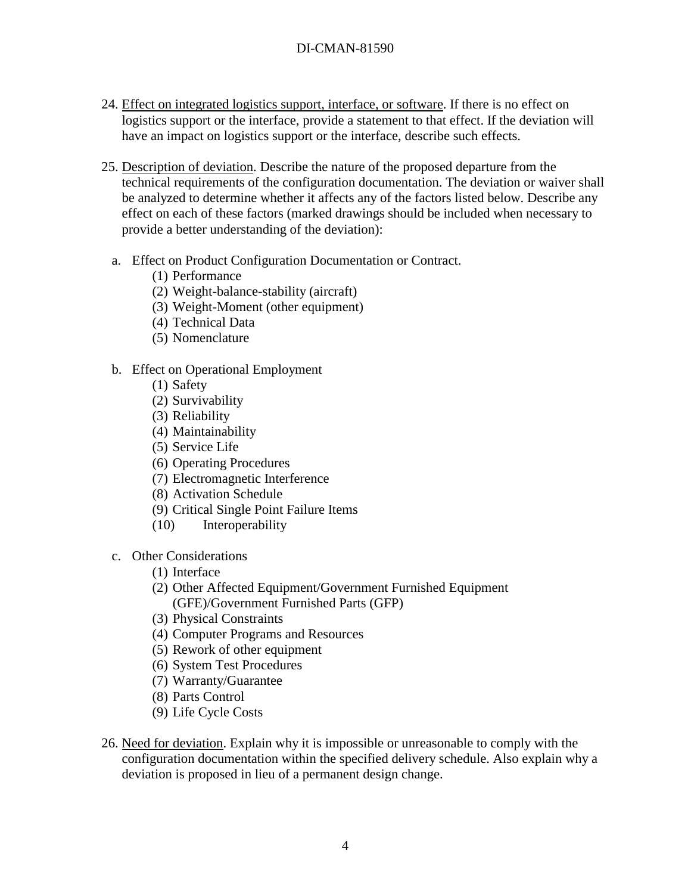24. Effect on integrated logistics support, interface, or software. If there is no effect on logistics support or the interface, provide a statement to that effect. If the deviation will have an impact on logistics support or the interface, describe such effects.

25. Description of deviation. Describe the nature of the proposed departure from the technical requirements of the configuration documentation. The deviation or waiver shall be analyzed to determine whether it affects any of the factors listed below. Describe any effect on each of these factors (marked drawings should be included when necessary to provide a better understanding of the deviation):

   a. Effect on Product Configuration Documentation or Contract.
      (1) Performance
      (2) Weight-balance-stability (aircraft)
      (3) Weight-Moment (other equipment)
      (4) Technical Data
      (5) Nomenclature

   b. Effect on Operational Employment
      (1) Safety
      (2) Survivability
      (3) Reliability
      (4) Maintainability
      (5) Service Life
      (6) Operating Procedures
      (7) Electromagnetic Interference
      (8) Activation Schedule
      (9) Critical Single Point Failure Items
      (10) Interoperability

   c. Other Considerations
      (1) Interface
      (2) Other Affected Equipment/Government Furnished Equipment (GFE)/Government Furnished Parts (GFP)
      (3) Physical Constraints
      (4) Computer Programs and Resources
      (5) Rework of other equipment
      (6) System Test Procedures
      (7) Warranty/Guarantee
      (8) Parts Control
      (9) Life Cycle Costs

26. Need for deviation. Explain why it is impossible or unreasonable to comply with the configuration documentation within the specified delivery schedule. Also explain why a deviation is proposed in lieu of a permanent design change.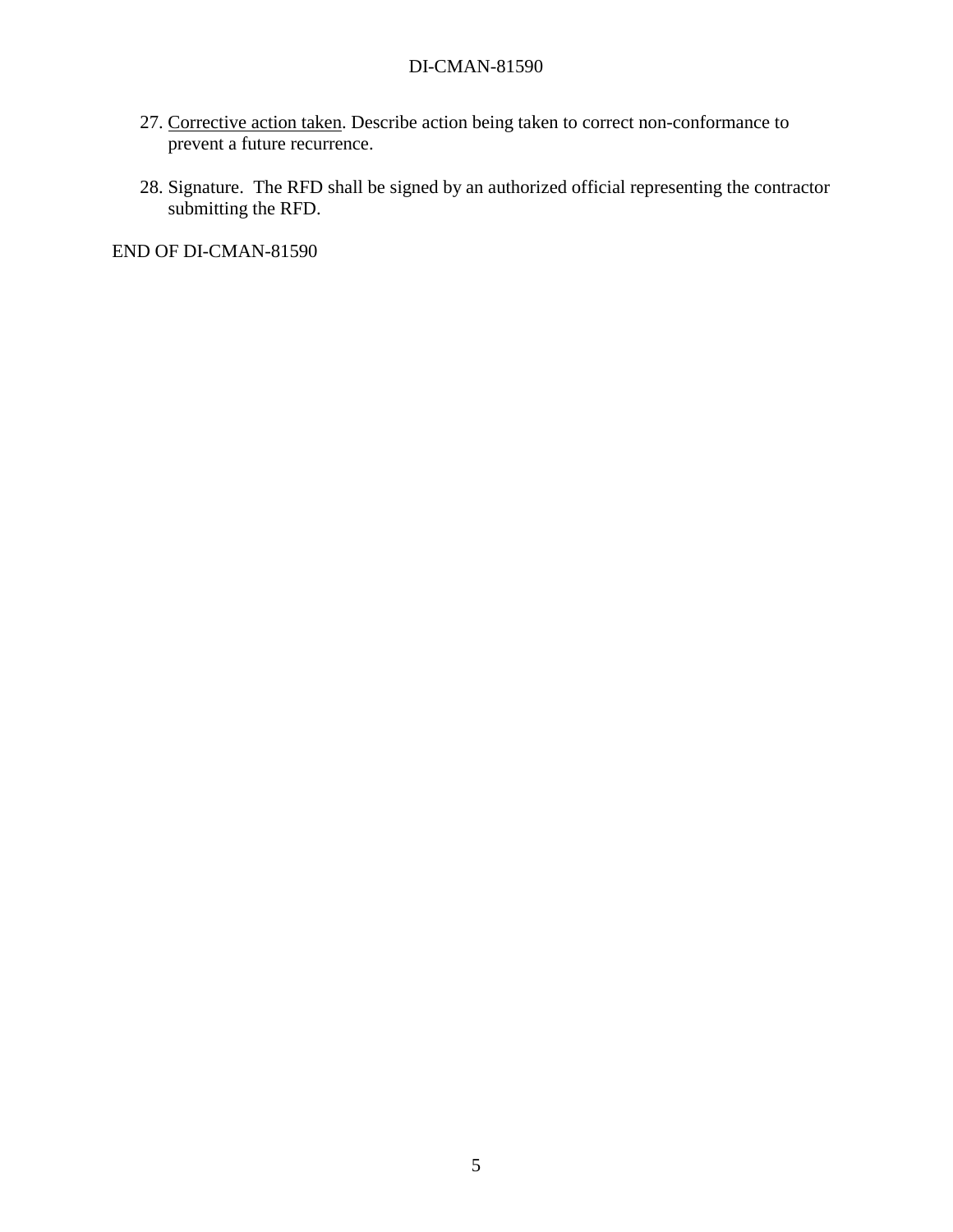27. <u>Corrective action taken</u>. Describe action being taken to correct non-conformance to prevent a future recurrence.

28. Signature. The RFD shall be signed by an authorized official representing the contractor submitting the RFD.

END OF DI-CMAN-81590